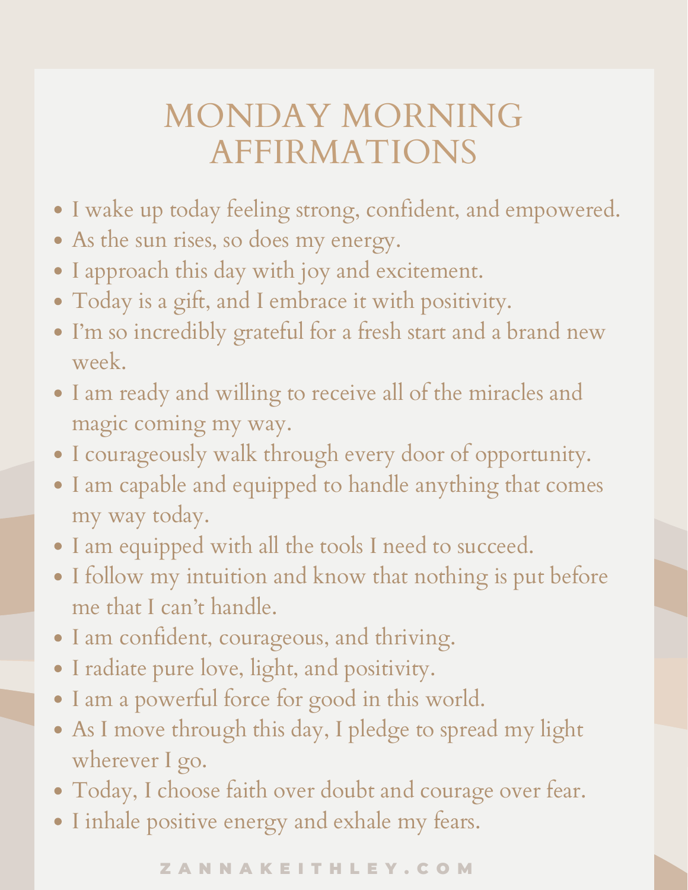# MONDAY MORNING AFFIRMATIONS

- I wake up today feeling strong, confident, and empowered.
- As the sun rises, so does my energy.
- I approach this day with joy and excitement.
- Today is a gift, and I embrace it with positivity.
- I'm so incredibly grateful for a fresh start and a brand new week.
- I am ready and willing to receive all of the miracles and magic coming my way.
- I courageously walk through every door of opportunity.
- I am capable and equipped to handle anything that comes my way today.
- I am equipped with all the tools I need to succeed.
- I follow my intuition and know that nothing is put before me that I can't handle.
- I am confident, courageous, and thriving.
- I radiate pure love, light, and positivity.
- I am a powerful force for good in this world.
- As I move through this day, I pledge to spread my light wherever I go.
- Today, I choose faith over doubt and courage over fear.
- I inhale positive energy and exhale my fears.

ZANNAKEITHLEY.COM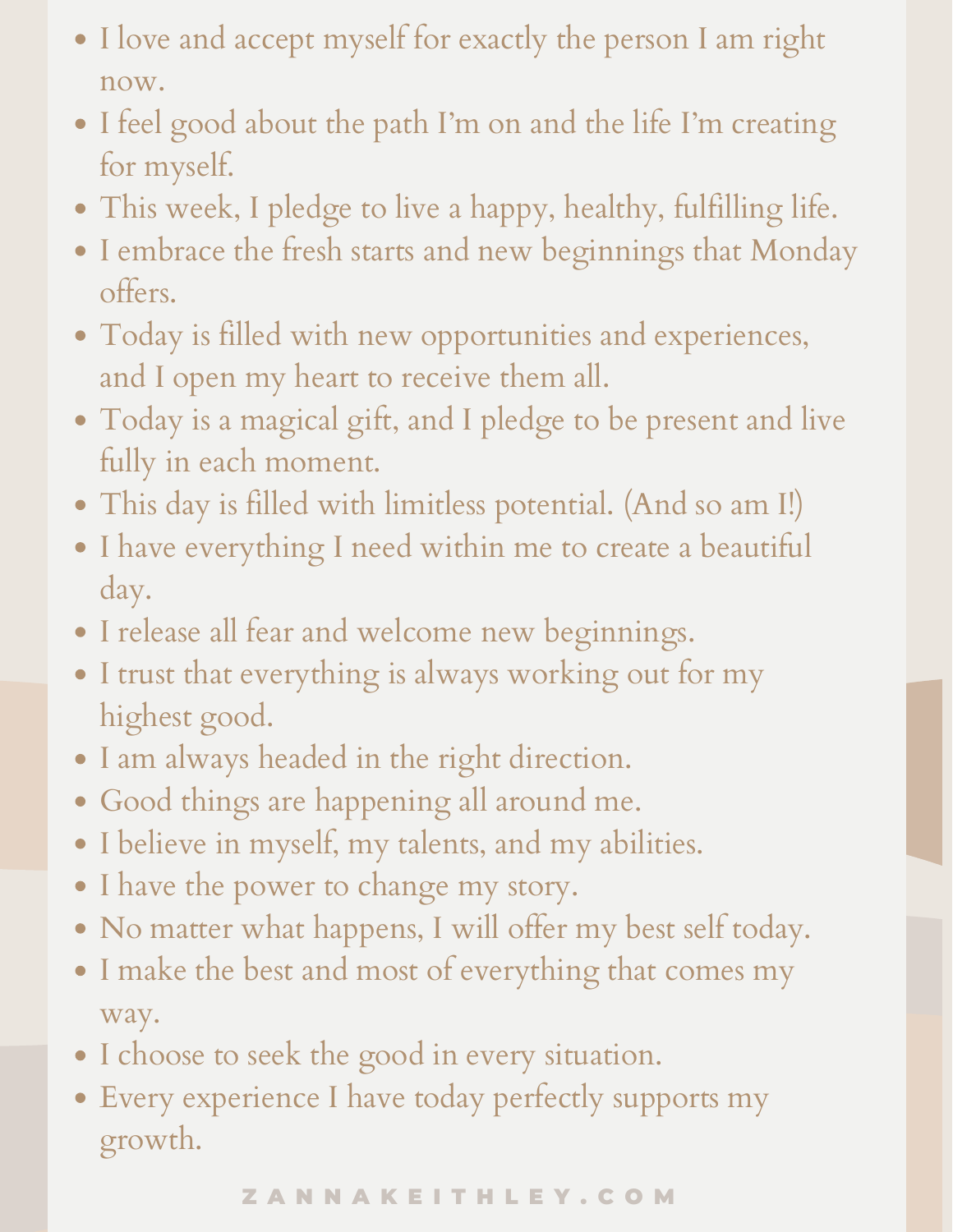- I love and accept myself for exactly the person I am right now.
- I feel good about the path I'm on and the life I'm creating for myself.
- This week, I pledge to live a happy, healthy, fulfilling life.
- I embrace the fresh starts and new beginnings that Monday offers.
- Today is filled with new opportunities and experiences, and I open my heart to receive them all.
- Today is a magical gift, and I pledge to be present and live fully in each moment.
- This day is filled with limitless potential. (And so am I!)
- I have everything I need within me to create a beautiful day.
- I release all fear and welcome new beginnings.
- I trust that everything is always working out for my highest good.
- I am always headed in the right direction.
- Good things are happening all around me.
- I believe in myself, my talents, and my abilities.
- I have the power to change my story.
- No matter what happens, I will offer my best self today.
- I make the best and most of everything that comes my way.
- I choose to seek the good in every situation.
- Every experience I have today perfectly supports my growth.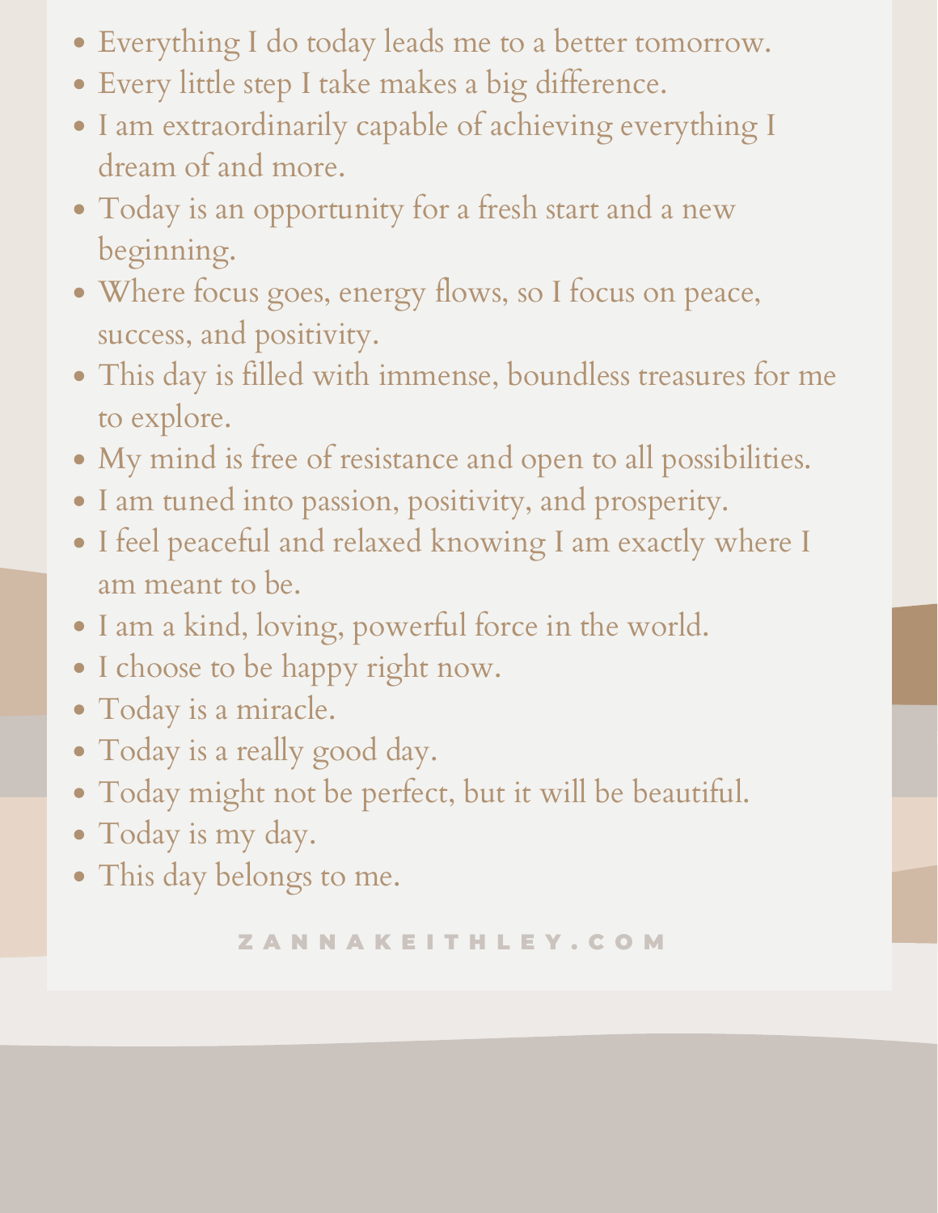- Everything I do today leads me to a better tomorrow.
- Every little step I take makes a big difference.
- I am extraordinarily capable of achieving everything I dream of and more.
- Today is an opportunity for a fresh start and a new beginning.
- Where focus goes, energy flows, so I focus on peace, success, and positivity.
- This day is filled with immense, boundless treasures for me to explore.
- My mind is free of resistance and open to all possibilities.
- I am tuned into passion, positivity, and prosperity.
- I feel peaceful and relaxed knowing I am exactly where I am meant to be.
- I am a kind, loving, powerful force in the world.
- I choose to be happy right now.
- Today is a miracle.
- Today is a really good day.
- Today might not be perfect, but it will be beautiful.
- Today is my day.
- This day belongs to me.

ZANNAKEITHLEY.COM